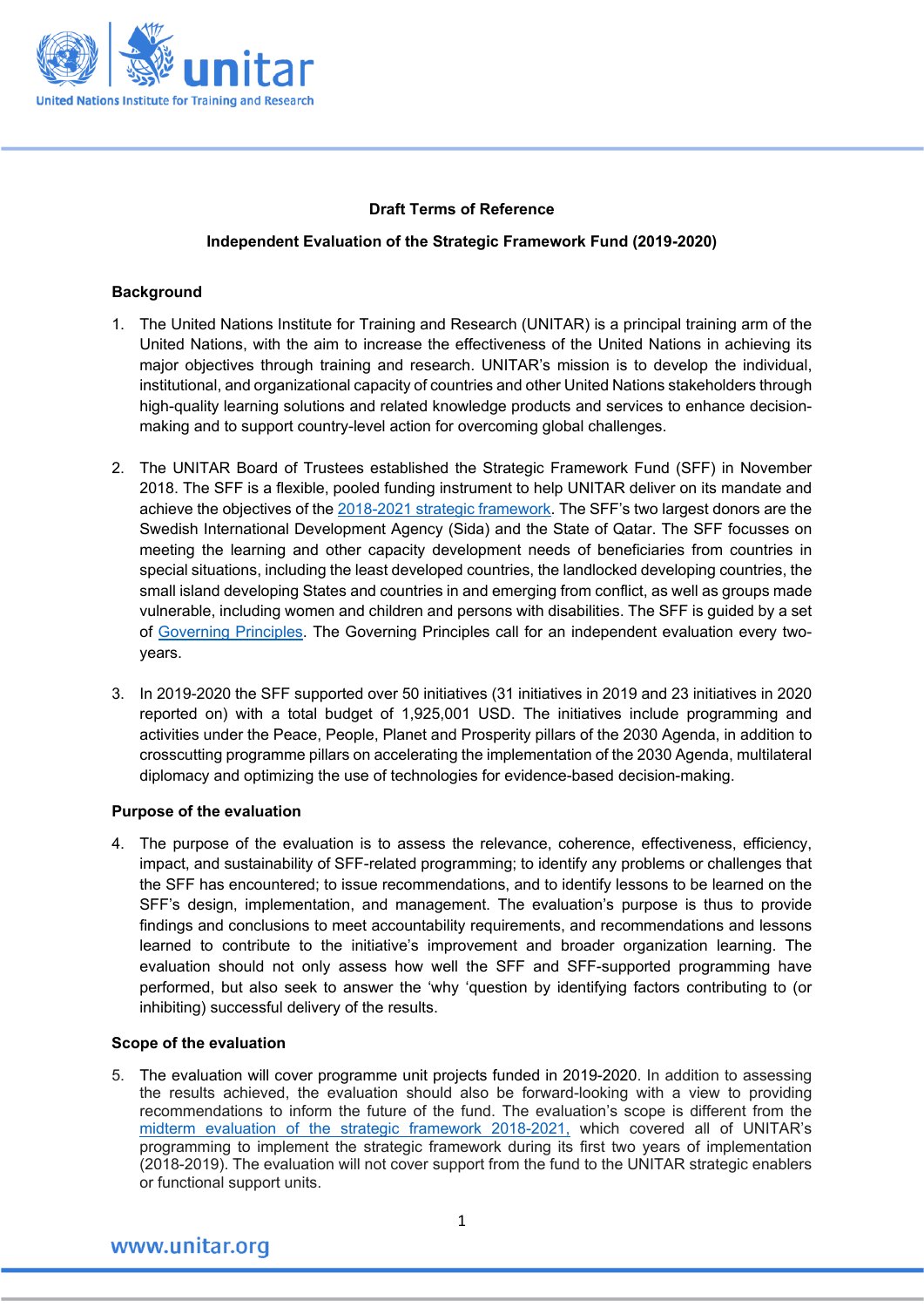**Draft Terms of Reference**

**Independent Evaluation of the Strategic Framework Fund (2019-2020)**

## Background

1. The United Nations Institute for Training and Research (UNITAR) is a principal training arm of the United Nations, with the aim to increase the effectiveness of the United Nations in achieving its major objectives through training and research. UNITAR's mission is to develop the individual, institutional, and organizational capacity of countries and other United Nations stakeholders through high-quality learning solutions and related knowledge products and services to enhance decision-making and to support country-level action for overcoming global challenges.

2. The UNITAR Board of Trustees established the Strategic Framework Fund (SFF) in November 2018. The SFF is a flexible, pooled funding instrument to help UNITAR deliver on its mandate and achieve the objectives of the [2018-2021 strategic framework](). The SFF's two largest donors are the Swedish International Development Agency (Sida) and the State of Qatar. The SFF focusses on meeting the learning and other capacity development needs of beneficiaries from countries in special situations, including the least developed countries, the landlocked developing countries, the small island developing States and countries in and emerging from conflict, as well as groups made vulnerable, including women and children and persons with disabilities. The SFF is guided by a set of [Governing Principles](). The Governing Principles call for an independent evaluation every two-years.

3. In 2019-2020 the SFF supported over 50 initiatives (31 initiatives in 2019 and 23 initiatives in 2020 reported on) with a total budget of 1,925,001 USD. The initiatives include programming and activities under the Peace, People, Planet and Prosperity pillars of the 2030 Agenda, in addition to crosscutting programme pillars on accelerating the implementation of the 2030 Agenda, multilateral diplomacy and optimizing the use of technologies for evidence-based decision-making.

## Purpose of the evaluation

4. The purpose of the evaluation is to assess the relevance, coherence, effectiveness, efficiency, impact, and sustainability of SFF-related programming; to identify any problems or challenges that the SFF has encountered; to issue recommendations, and to identify lessons to be learned on the SFF's design, implementation, and management. The evaluation's purpose is thus to provide findings and conclusions to meet accountability requirements, and recommendations and lessons learned to contribute to the initiative's improvement and broader organization learning. The evaluation should not only assess how well the SFF and SFF-supported programming have performed, but also seek to answer the 'why 'question by identifying factors contributing to (or inhibiting) successful delivery of the results.

## Scope of the evaluation

5. The evaluation will cover programme unit projects funded in 2019-2020. In addition to assessing the results achieved, the evaluation should also be forward-looking with a view to providing recommendations to inform the future of the fund. The evaluation's scope is different from the [midterm evaluation of the strategic framework 2018-2021,]() which covered all of UNITAR's programming to implement the strategic framework during its first two years of implementation (2018-2019). The evaluation will not cover support from the fund to the UNITAR strategic enablers or functional support units.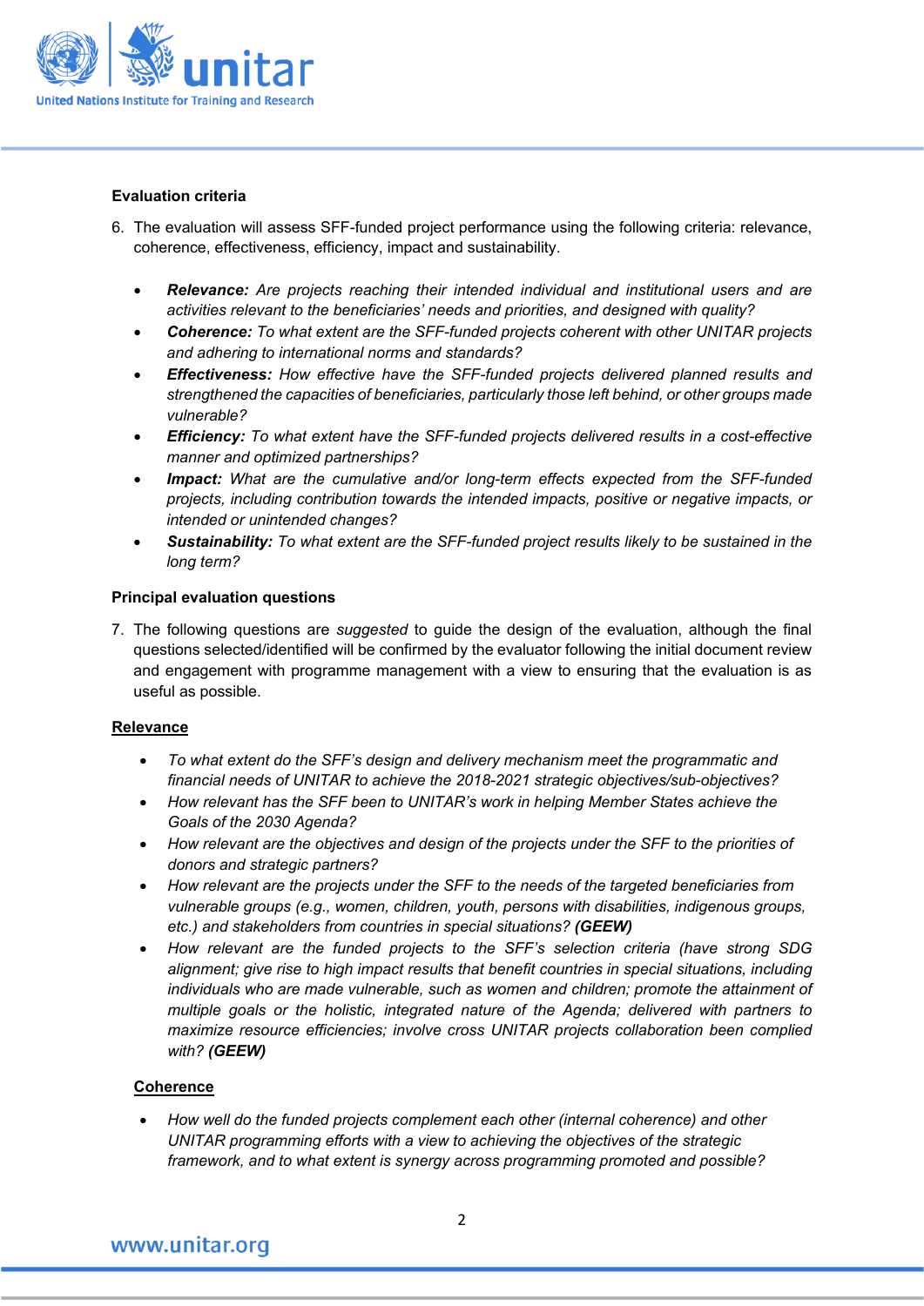**Evaluation criteria**

6. The evaluation will assess SFF-funded project performance using the following criteria: relevance, coherence, effectiveness, efficiency, impact and sustainability.

- ***Relevance:*** *Are projects reaching their intended individual and institutional users and are activities relevant to the beneficiaries' needs and priorities, and designed with quality?*
- ***Coherence:*** *To what extent are the SFF-funded projects coherent with other UNITAR projects and adhering to international norms and standards?*
- ***Effectiveness:*** *How effective have the SFF-funded projects delivered planned results and strengthened the capacities of beneficiaries, particularly those left behind, or other groups made vulnerable?*
- ***Efficiency:*** *To what extent have the SFF-funded projects delivered results in a cost-effective manner and optimized partnerships?*
- ***Impact:*** *What are the cumulative and/or long-term effects expected from the SFF-funded projects, including contribution towards the intended impacts, positive or negative impacts, or intended or unintended changes?*
- ***Sustainability:*** *To what extent are the SFF-funded project results likely to be sustained in the long term?*

**Principal evaluation questions**

7. The following questions are *suggested* to guide the design of the evaluation, although the final questions selected/identified will be confirmed by the evaluator following the initial document review and engagement with programme management with a view to ensuring that the evaluation is as useful as possible.

<u>**Relevance**</u>

- *To what extent do the SFF's design and delivery mechanism meet the programmatic and financial needs of UNITAR to achieve the 2018-2021 strategic objectives/sub-objectives?*
- *How relevant has the SFF been to UNITAR's work in helping Member States achieve the Goals of the 2030 Agenda?*
- *How relevant are the objectives and design of the projects under the SFF to the priorities of donors and strategic partners?*
- *How relevant are the projects under the SFF to the needs of the targeted beneficiaries from vulnerable groups (e.g., women, children, youth, persons with disabilities, indigenous groups, etc.) and stakeholders from countries in special situations?* ***(GEEW)***
- *How relevant are the funded projects to the SFF's selection criteria (have strong SDG alignment; give rise to high impact results that benefit countries in special situations, including individuals who are made vulnerable, such as women and children; promote the attainment of multiple goals or the holistic, integrated nature of the Agenda; delivered with partners to maximize resource efficiencies; involve cross UNITAR projects collaboration been complied with?* ***(GEEW)***

<u>**Coherence**</u>

- *How well do the funded projects complement each other (internal coherence) and other UNITAR programming efforts with a view to achieving the objectives of the strategic framework, and to what extent is synergy across programming promoted and possible?*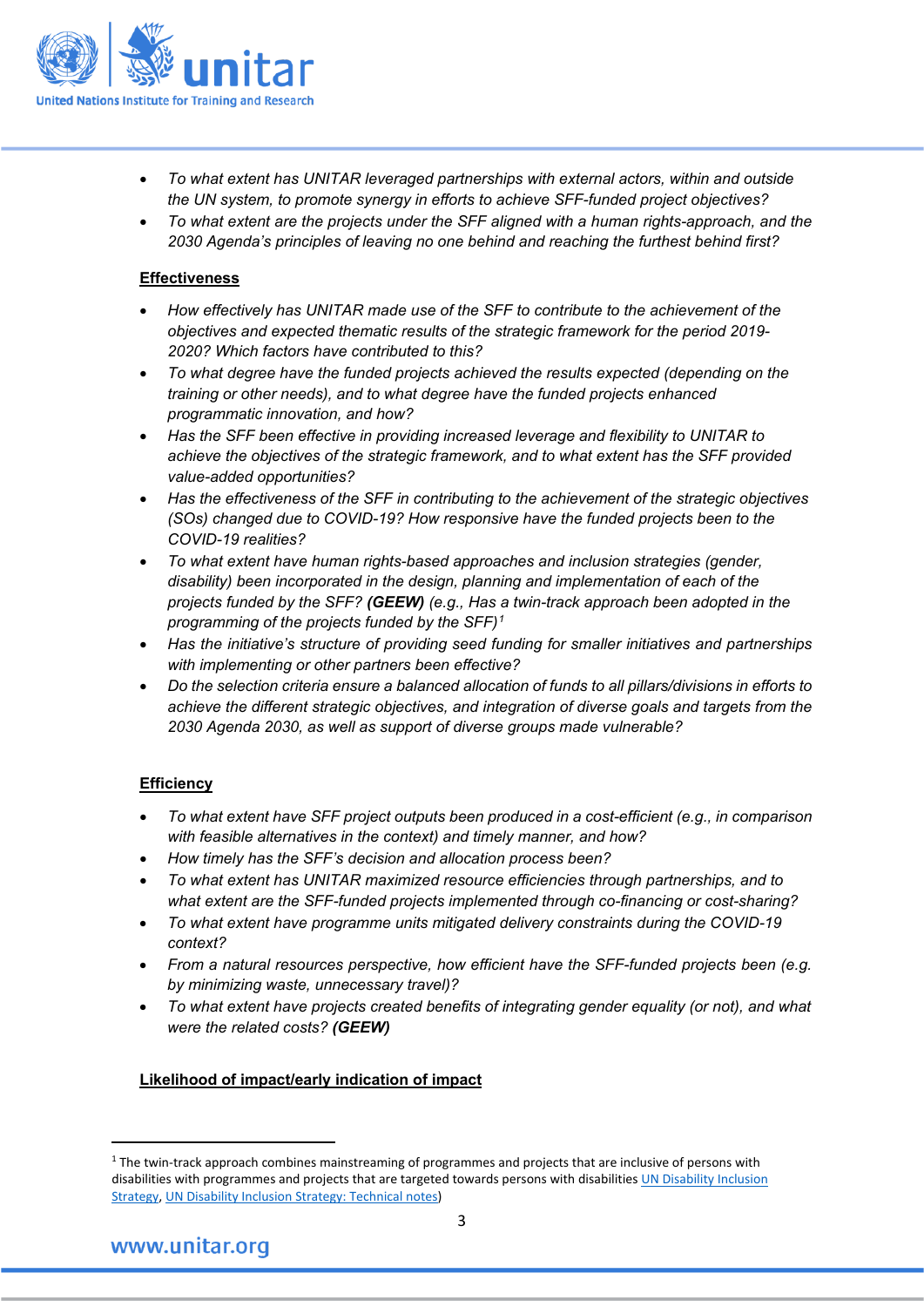- *To what extent has UNITAR leveraged partnerships with external actors, within and outside the UN system, to promote synergy in efforts to achieve SFF-funded project objectives?*
- *To what extent are the projects under the SFF aligned with a human rights-approach, and the 2030 Agenda's principles of leaving no one behind and reaching the furthest behind first?*

**Effectiveness**

- *How effectively has UNITAR made use of the SFF to contribute to the achievement of the objectives and expected thematic results of the strategic framework for the period 2019-2020? Which factors have contributed to this?*
- *To what degree have the funded projects achieved the results expected (depending on the training or other needs), and to what degree have the funded projects enhanced programmatic innovation, and how?*
- *Has the SFF been effective in providing increased leverage and flexibility to UNITAR to achieve the objectives of the strategic framework, and to what extent has the SFF provided value-added opportunities?*
- *Has the effectiveness of the SFF in contributing to the achievement of the strategic objectives (SOs) changed due to COVID-19? How responsive have the funded projects been to the COVID-19 realities?*
- *To what extent have human rights-based approaches and inclusion strategies (gender, disability) been incorporated in the design, planning and implementation of each of the projects funded by the SFF? **(GEEW)** (e.g., Has a twin-track approach been adopted in the programming of the projects funded by the SFF)*[1]
- *Has the initiative's structure of providing seed funding for smaller initiatives and partnerships with implementing or other partners been effective?*
- *Do the selection criteria ensure a balanced allocation of funds to all pillars/divisions in efforts to achieve the different strategic objectives, and integration of diverse goals and targets from the 2030 Agenda 2030, as well as support of diverse groups made vulnerable?*

**Efficiency**

- *To what extent have SFF project outputs been produced in a cost-efficient (e.g., in comparison with feasible alternatives in the context) and timely manner, and how?*
- *How timely has the SFF's decision and allocation process been?*
- *To what extent has UNITAR maximized resource efficiencies through partnerships, and to what extent are the SFF-funded projects implemented through co-financing or cost-sharing?*
- *To what extent have programme units mitigated delivery constraints during the COVID-19 context?*
- *From a natural resources perspective, how efficient have the SFF-funded projects been (e.g. by minimizing waste, unnecessary travel)?*
- *To what extent have projects created benefits of integrating gender equality (or not), and what were the related costs? **(GEEW)***

**Likelihood of impact/early indication of impact**

---

[1] The twin-track approach combines mainstreaming of programmes and projects that are inclusive of persons with disabilities with programmes and projects that are targeted towards persons with disabilities UN Disability Inclusion Strategy, UN Disability Inclusion Strategy: Technical notes)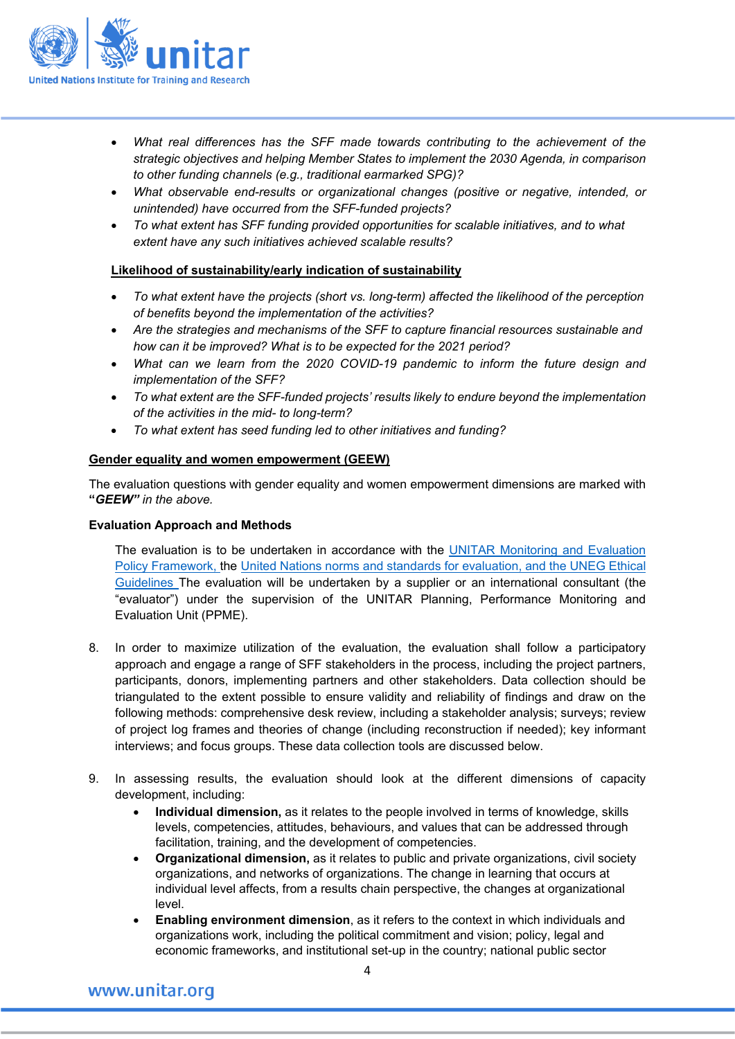- *What real differences has the SFF made towards contributing to the achievement of the strategic objectives and helping Member States to implement the 2030 Agenda, in comparison to other funding channels (e.g., traditional earmarked SPG)?*
- *What observable end-results or organizational changes (positive or negative, intended, or unintended) have occurred from the SFF-funded projects?*
- *To what extent has SFF funding provided opportunities for scalable initiatives, and to what extent have any such initiatives achieved scalable results?*

**Likelihood of sustainability/early indication of sustainability**

- *To what extent have the projects (short vs. long-term) affected the likelihood of the perception of benefits beyond the implementation of the activities?*
- *Are the strategies and mechanisms of the SFF to capture financial resources sustainable and how can it be improved? What is to be expected for the 2021 period?*
- *What can we learn from the 2020 COVID-19 pandemic to inform the future design and implementation of the SFF?*
- *To what extent are the SFF-funded projects' results likely to endure beyond the implementation of the activities in the mid- to long-term?*
- *To what extent has seed funding led to other initiatives and funding?*

**Gender equality and women empowerment (GEEW)**

The evaluation questions with gender equality and women empowerment dimensions are marked with **"*GEEW*"** *in the above.*

**Evaluation Approach and Methods**

The evaluation is to be undertaken in accordance with the UNITAR Monitoring and Evaluation Policy Framework, the United Nations norms and standards for evaluation, and the UNEG Ethical Guidelines The evaluation will be undertaken by a supplier or an international consultant (the "evaluator") under the supervision of the UNITAR Planning, Performance Monitoring and Evaluation Unit (PPME).

8. In order to maximize utilization of the evaluation, the evaluation shall follow a participatory approach and engage a range of SFF stakeholders in the process, including the project partners, participants, donors, implementing partners and other stakeholders. Data collection should be triangulated to the extent possible to ensure validity and reliability of findings and draw on the following methods: comprehensive desk review, including a stakeholder analysis; surveys; review of project log frames and theories of change (including reconstruction if needed); key informant interviews; and focus groups. These data collection tools are discussed below.

9. In assessing results, the evaluation should look at the different dimensions of capacity development, including:
   - **Individual dimension,** as it relates to the people involved in terms of knowledge, skills levels, competencies, attitudes, behaviours, and values that can be addressed through facilitation, training, and the development of competencies.
   - **Organizational dimension,** as it relates to public and private organizations, civil society organizations, and networks of organizations. The change in learning that occurs at individual level affects, from a results chain perspective, the changes at organizational level.
   - **Enabling environment dimension**, as it refers to the context in which individuals and organizations work, including the political commitment and vision; policy, legal and economic frameworks, and institutional set-up in the country; national public sector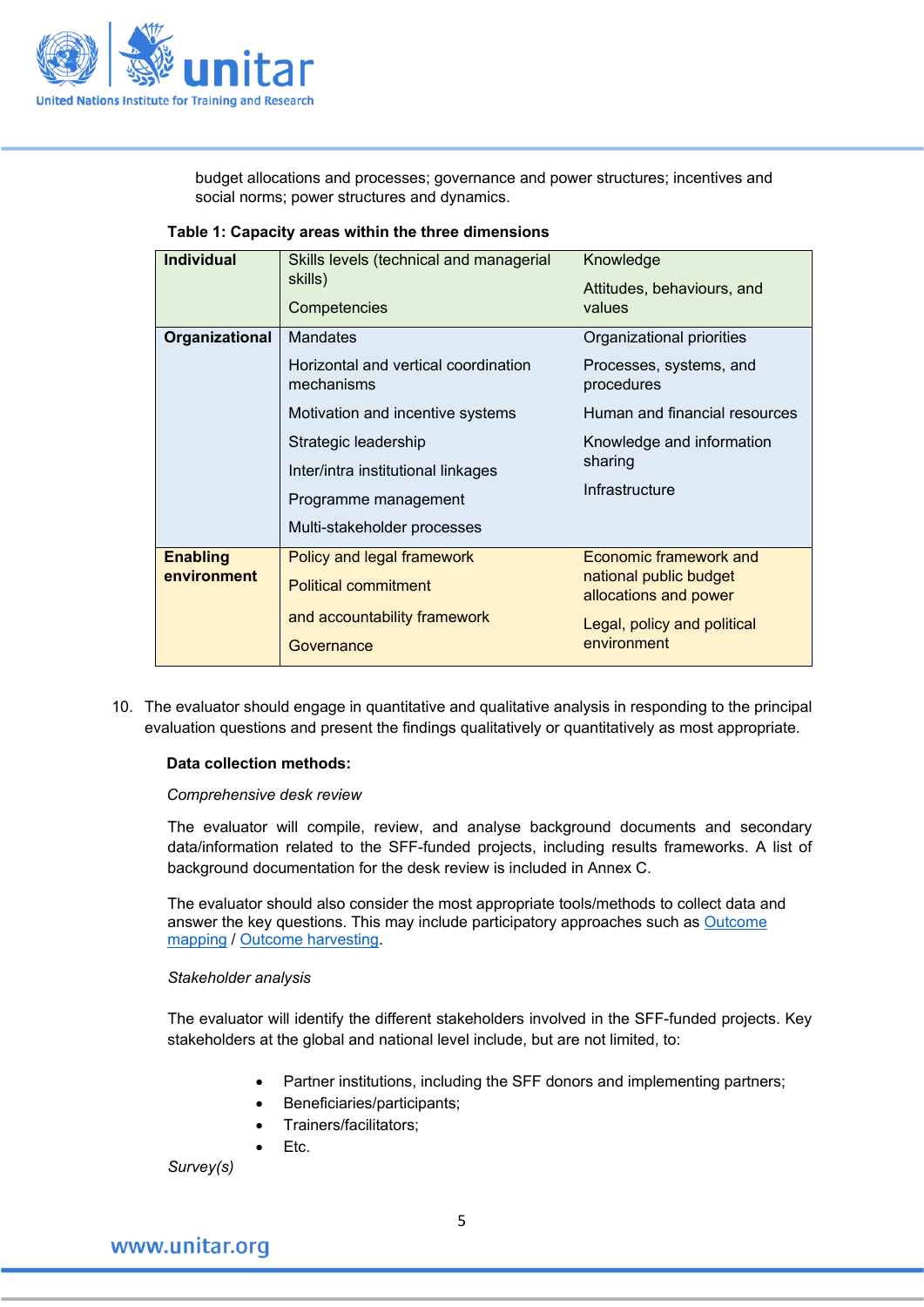budget allocations and processes; governance and power structures; incentives and social norms; power structures and dynamics.

**Table 1: Capacity areas within the three dimensions**

| | | |
|---|---|---|
| **Individual** | Skills levels (technical and managerial skills)<br>Competencies | Knowledge<br>Attitudes, behaviours, and values |
| **Organizational** | Mandates<br>Horizontal and vertical coordination mechanisms<br>Motivation and incentive systems<br>Strategic leadership<br>Inter/intra institutional linkages<br>Programme management<br>Multi-stakeholder processes | Organizational priorities<br>Processes, systems, and procedures<br>Human and financial resources<br>Knowledge and information sharing<br>Infrastructure |
| **Enabling environment** | Policy and legal framework<br>Political commitment<br>and accountability framework<br>Governance | Economic framework and national public budget allocations and power<br>Legal, policy and political environment |

10. The evaluator should engage in quantitative and qualitative analysis in responding to the principal evaluation questions and present the findings qualitatively or quantitatively as most appropriate.

**Data collection methods:**

*Comprehensive desk review*

The evaluator will compile, review, and analyse background documents and secondary data/information related to the SFF-funded projects, including results frameworks. A list of background documentation for the desk review is included in Annex C.

The evaluator should also consider the most appropriate tools/methods to collect data and answer the key questions. This may include participatory approaches such as Outcome mapping / Outcome harvesting.

*Stakeholder analysis*

The evaluator will identify the different stakeholders involved in the SFF-funded projects. Key stakeholders at the global and national level include, but are not limited, to:

- Partner institutions, including the SFF donors and implementing partners;
- Beneficiaries/participants;
- Trainers/facilitators;
- Etc.

*Survey(s)*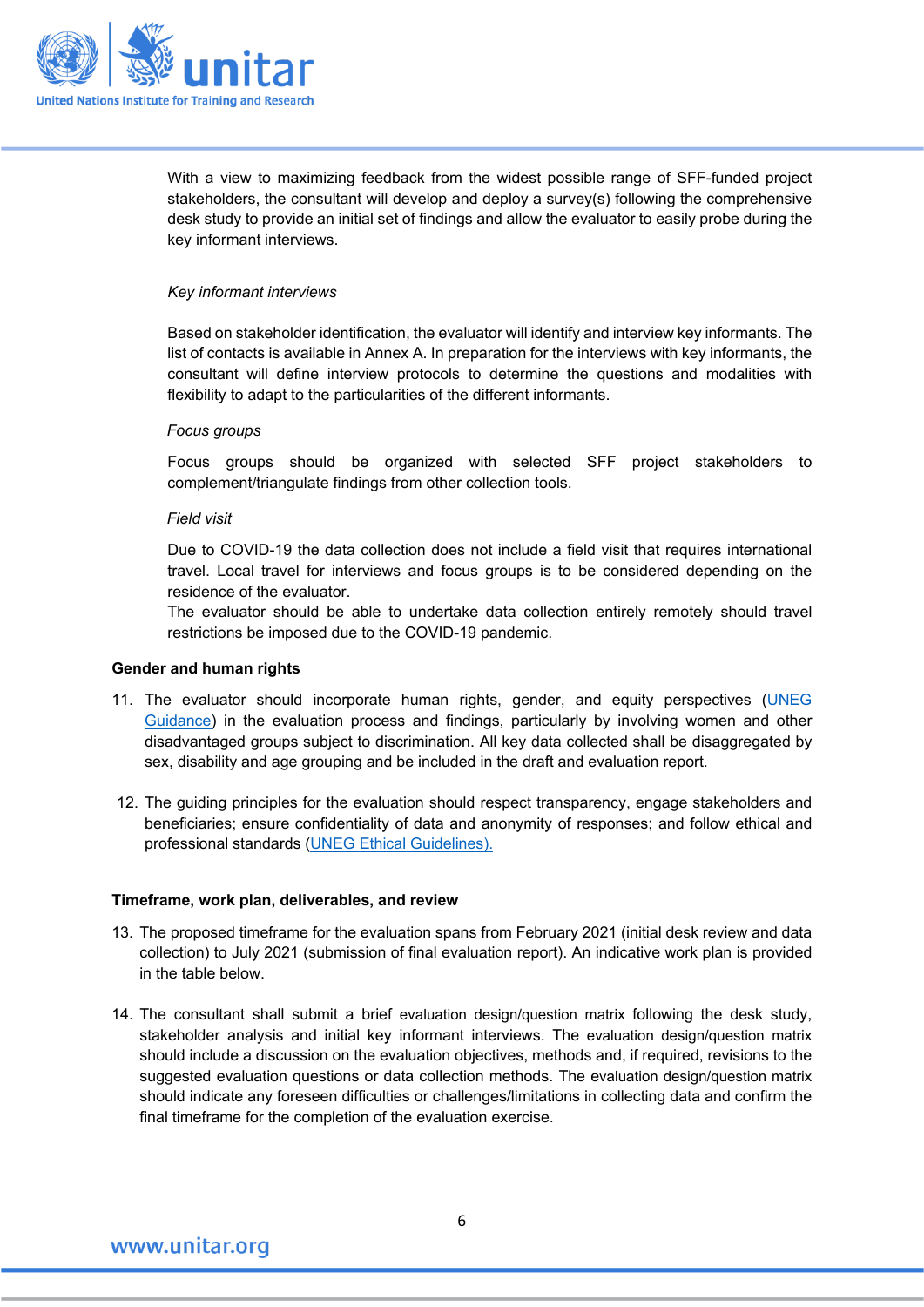With a view to maximizing feedback from the widest possible range of SFF-funded project stakeholders, the consultant will develop and deploy a survey(s) following the comprehensive desk study to provide an initial set of findings and allow the evaluator to easily probe during the key informant interviews.

*Key informant interviews*

Based on stakeholder identification, the evaluator will identify and interview key informants. The list of contacts is available in Annex A. In preparation for the interviews with key informants, the consultant will define interview protocols to determine the questions and modalities with flexibility to adapt to the particularities of the different informants.

*Focus groups*

Focus groups should be organized with selected SFF project stakeholders to complement/triangulate findings from other collection tools.

*Field visit*

Due to COVID-19 the data collection does not include a field visit that requires international travel. Local travel for interviews and focus groups is to be considered depending on the residence of the evaluator.
The evaluator should be able to undertake data collection entirely remotely should travel restrictions be imposed due to the COVID-19 pandemic.

**Gender and human rights**

11. The evaluator should incorporate human rights, gender, and equity perspectives (UNEG Guidance) in the evaluation process and findings, particularly by involving women and other disadvantaged groups subject to discrimination. All key data collected shall be disaggregated by sex, disability and age grouping and be included in the draft and evaluation report.

12. The guiding principles for the evaluation should respect transparency, engage stakeholders and beneficiaries; ensure confidentiality of data and anonymity of responses; and follow ethical and professional standards (UNEG Ethical Guidelines).

**Timeframe, work plan, deliverables, and review**

13. The proposed timeframe for the evaluation spans from February 2021 (initial desk review and data collection) to July 2021 (submission of final evaluation report). An indicative work plan is provided in the table below.

14. The consultant shall submit a brief evaluation design/question matrix following the desk study, stakeholder analysis and initial key informant interviews. The evaluation design/question matrix should include a discussion on the evaluation objectives, methods and, if required, revisions to the suggested evaluation questions or data collection methods. The evaluation design/question matrix should indicate any foreseen difficulties or challenges/limitations in collecting data and confirm the final timeframe for the completion of the evaluation exercise.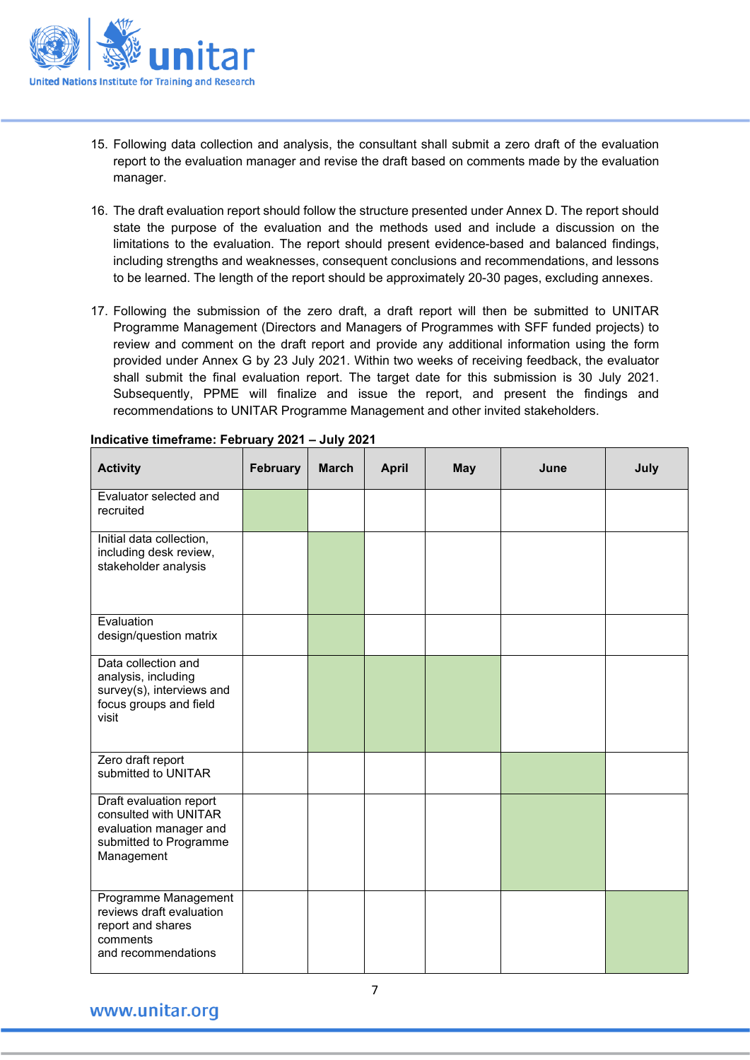15. Following data collection and analysis, the consultant shall submit a zero draft of the evaluation report to the evaluation manager and revise the draft based on comments made by the evaluation manager.

16. The draft evaluation report should follow the structure presented under Annex D. The report should state the purpose of the evaluation and the methods used and include a discussion on the limitations to the evaluation. The report should present evidence-based and balanced findings, including strengths and weaknesses, consequent conclusions and recommendations, and lessons to be learned. The length of the report should be approximately 20-30 pages, excluding annexes.

17. Following the submission of the zero draft, a draft report will then be submitted to UNITAR Programme Management (Directors and Managers of Programmes with SFF funded projects) to review and comment on the draft report and provide any additional information using the form provided under Annex G by 23 July 2021. Within two weeks of receiving feedback, the evaluator shall submit the final evaluation report. The target date for this submission is 30 July 2021. Subsequently, PPME will finalize and issue the report, and present the findings and recommendations to UNITAR Programme Management and other invited stakeholders.

**Indicative timeframe: February 2021 – July 2021**

| Activity | February | March | April | May | June | July |
|---|---|---|---|---|---|---|
| Evaluator selected and recruited | X | | | | | |
| Initial data collection, including desk review, stakeholder analysis | | X | | | | |
| Evaluation design/question matrix | | X | | | | |
| Data collection and analysis, including survey(s), interviews and focus groups and field visit | | X | X | X | | |
| Zero draft report submitted to UNITAR | | | | | X | |
| Draft evaluation report consulted with UNITAR evaluation manager and submitted to Programme Management | | | | | X | |
| Programme Management reviews draft evaluation report and shares comments and recommendations | | | | | | X |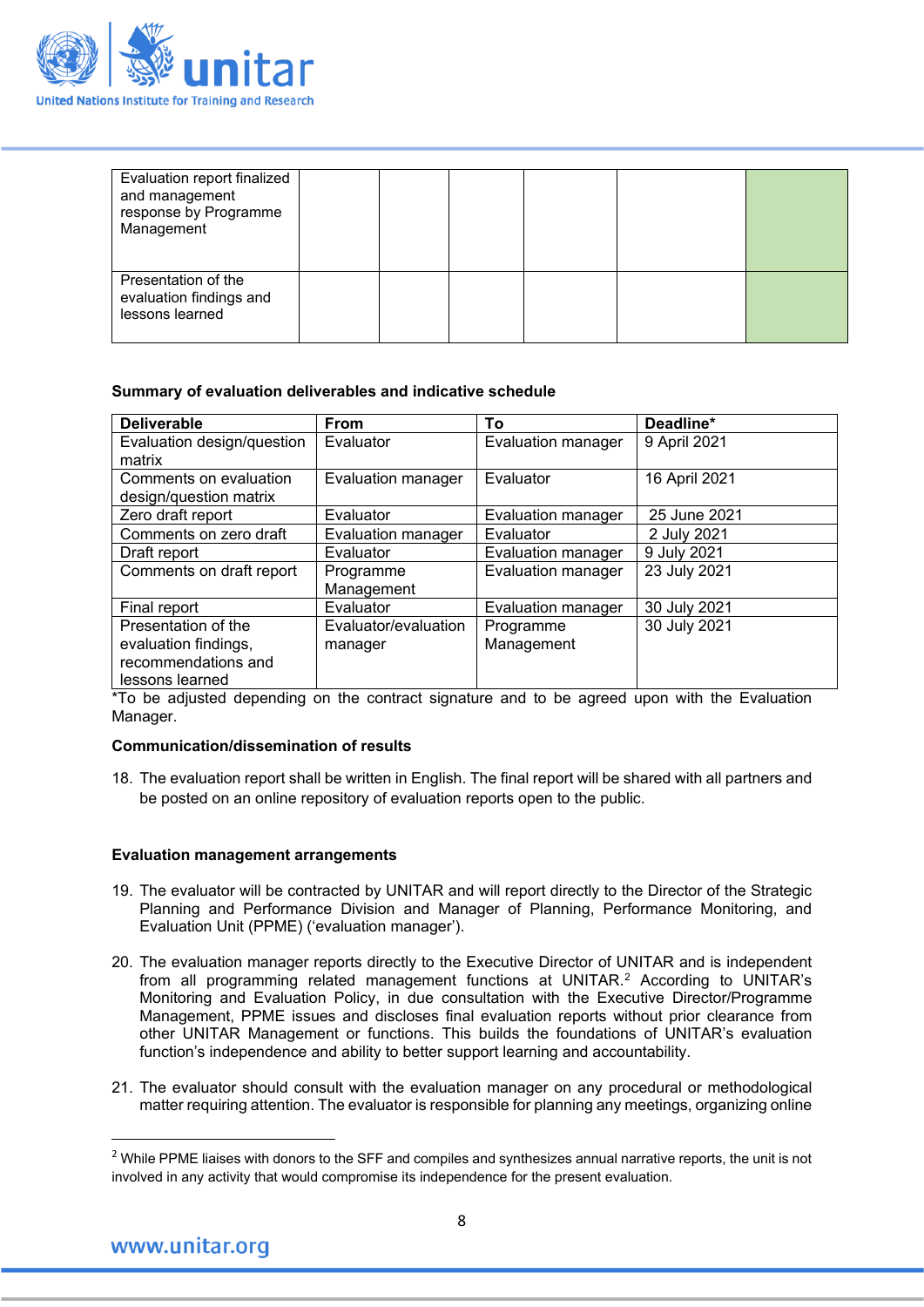| | | | | | | |
|---|---|---|---|---|---|---|
| Evaluation report finalized and management response by Programme Management | | | | | | |
| Presentation of the evaluation findings and lessons learned | | | | | | |

**Summary of evaluation deliverables and indicative schedule**

| Deliverable | From | To | Deadline* |
|---|---|---|---|
| Evaluation design/question matrix | Evaluator | Evaluation manager | 9 April 2021 |
| Comments on evaluation design/question matrix | Evaluation manager | Evaluator | 16 April 2021 |
| Zero draft report | Evaluator | Evaluation manager | 25 June 2021 |
| Comments on zero draft | Evaluation manager | Evaluator | 2 July 2021 |
| Draft report | Evaluator | Evaluation manager | 9 July 2021 |
| Comments on draft report | Programme Management | Evaluation manager | 23 July 2021 |
| Final report | Evaluator | Evaluation manager | 30 July 2021 |
| Presentation of the evaluation findings, recommendations and lessons learned | Evaluator/evaluation manager | Programme Management | 30 July 2021 |

*To be adjusted depending on the contract signature and to be agreed upon with the Evaluation Manager.

**Communication/dissemination of results**

18. The evaluation report shall be written in English. The final report will be shared with all partners and be posted on an online repository of evaluation reports open to the public.

**Evaluation management arrangements**

19. The evaluator will be contracted by UNITAR and will report directly to the Director of the Strategic Planning and Performance Division and Manager of Planning, Performance Monitoring, and Evaluation Unit (PPME) ('evaluation manager').

20. The evaluation manager reports directly to the Executive Director of UNITAR and is independent from all programming related management functions at UNITAR.[2] According to UNITAR's Monitoring and Evaluation Policy, in due consultation with the Executive Director/Programme Management, PPME issues and discloses final evaluation reports without prior clearance from other UNITAR Management or functions. This builds the foundations of UNITAR's evaluation function's independence and ability to better support learning and accountability.

21. The evaluator should consult with the evaluation manager on any procedural or methodological matter requiring attention. The evaluator is responsible for planning any meetings, organizing online

[2] While PPME liaises with donors to the SFF and compiles and synthesizes annual narrative reports, the unit is not involved in any activity that would compromise its independence for the present evaluation.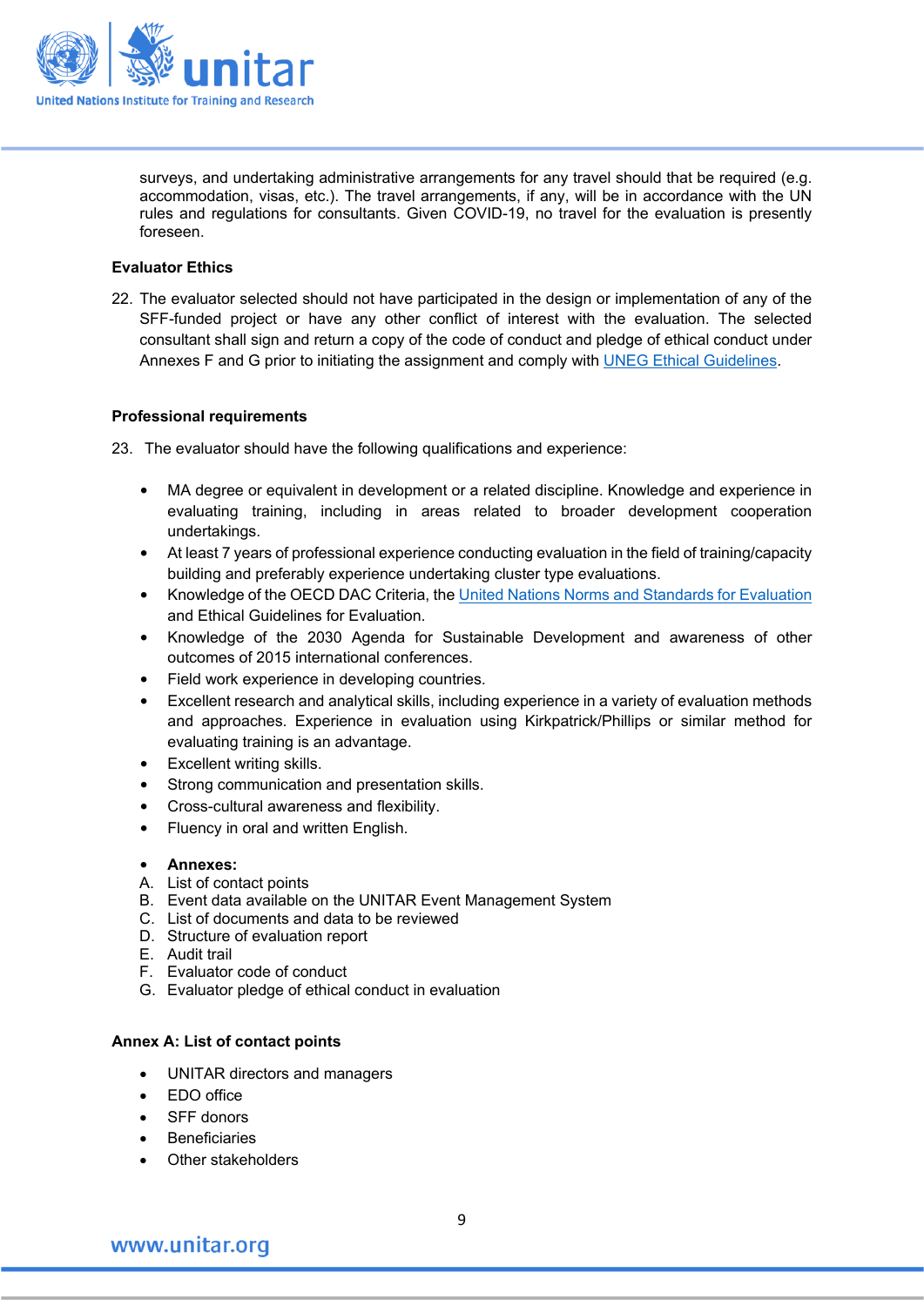surveys, and undertaking administrative arrangements for any travel should that be required (e.g. accommodation, visas, etc.). The travel arrangements, if any, will be in accordance with the UN rules and regulations for consultants. Given COVID-19, no travel for the evaluation is presently foreseen.

**Evaluator Ethics**

22. The evaluator selected should not have participated in the design or implementation of any of the SFF-funded project or have any other conflict of interest with the evaluation. The selected consultant shall sign and return a copy of the code of conduct and pledge of ethical conduct under Annexes F and G prior to initiating the assignment and comply with UNEG Ethical Guidelines.

**Professional requirements**

23. The evaluator should have the following qualifications and experience:

- MA degree or equivalent in development or a related discipline. Knowledge and experience in evaluating training, including in areas related to broader development cooperation undertakings.
- At least 7 years of professional experience conducting evaluation in the field of training/capacity building and preferably experience undertaking cluster type evaluations.
- Knowledge of the OECD DAC Criteria, the United Nations Norms and Standards for Evaluation and Ethical Guidelines for Evaluation.
- Knowledge of the 2030 Agenda for Sustainable Development and awareness of other outcomes of 2015 international conferences.
- Field work experience in developing countries.
- Excellent research and analytical skills, including experience in a variety of evaluation methods and approaches. Experience in evaluation using Kirkpatrick/Phillips or similar method for evaluating training is an advantage.
- Excellent writing skills.
- Strong communication and presentation skills.
- Cross-cultural awareness and flexibility.
- Fluency in oral and written English.

- **Annexes:**

A. List of contact points
B. Event data available on the UNITAR Event Management System
C. List of documents and data to be reviewed
D. Structure of evaluation report
E. Audit trail
F. Evaluator code of conduct
G. Evaluator pledge of ethical conduct in evaluation

**Annex A: List of contact points**

- UNITAR directors and managers
- EDO office
- SFF donors
- Beneficiaries
- Other stakeholders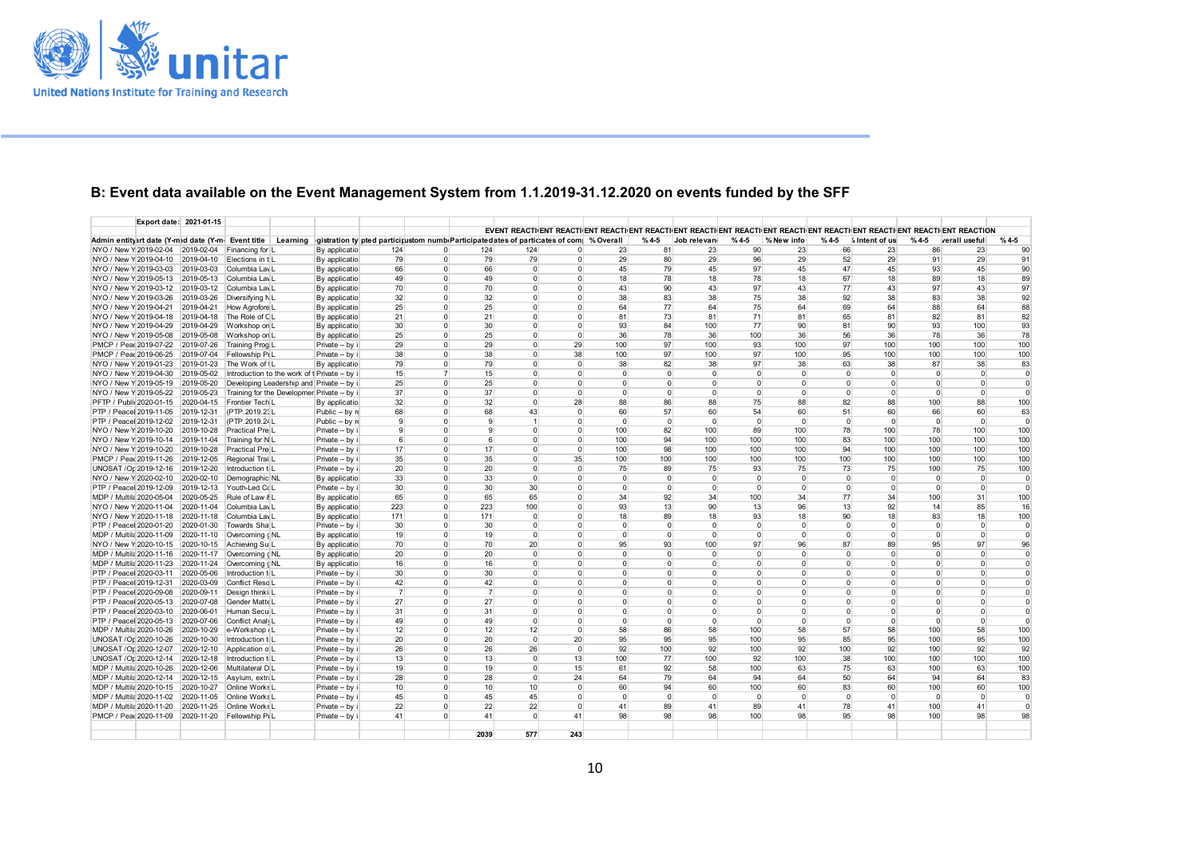## B: Event data available on the Event Management System from 1.1.2019-31.12.2020 on events funded by the SFF

Export date: 2021-01-15

| Admin entity | Start date (Y-m-d) | End date (Y-m-d) | Event title | Learning | Registration type | Accepted participants | Custom number | Participated | Dates of participation | Dates of completion | EVENT REACTION % Overall | EVENT REACTION % 4-5 | EVENT REACTION Job relevance | EVENT REACTION % 4-5 | EVENT REACTION % New info | EVENT REACTION % 4-5 | EVENT REACTION % Intent of use | EVENT REACTION % 4-5 | EVENT REACTION Overall useful | EVENT REACTION % 4-5 |
|---|---|---|---|---|---|---|---|---|---|---|---|---|---|---|---|---|---|---|---|---|
| NYO / New Y | 2019-02-04 | 2019-02-04 | Financing for | L | By applicatio | 124 | 0 | 124 | 124 | 0 | 23 | 81 | 23 | 90 | 23 | 66 | 23 | 86 | 23 | 90 |
| NYO / New Y | 2019-04-10 | 2019-04-10 | Elections in t | L | By applicatio | 79 | 0 | 79 | 79 | 0 | 29 | 80 | 29 | 96 | 29 | 52 | 29 | 91 | 29 | 91 |
| NYO / New Y | 2019-03-03 | 2019-03-03 | Columbia Law | L | By applicatio | 66 | 0 | 66 | 0 | 0 | 45 | 79 | 45 | 97 | 45 | 47 | 45 | 93 | 45 | 90 |
| NYO / New Y | 2019-05-13 | 2019-05-13 | Columbia Law | L | By applicatio | 49 | 0 | 49 | 0 | 0 | 18 | 78 | 18 | 78 | 18 | 67 | 18 | 89 | 18 | 89 |
| NYO / New Y | 2019-03-12 | 2019-03-12 | Columbia Law | L | By applicatio | 70 | 0 | 70 | 0 | 0 | 43 | 90 | 43 | 97 | 43 | 77 | 43 | 97 | 43 | 97 |
| NYO / New Y | 2019-03-26 | 2019-03-26 | Diversifying N | L | By applicatio | 32 | 0 | 32 | 0 | 0 | 38 | 83 | 38 | 75 | 38 | 92 | 38 | 83 | 38 | 92 |
| NYO / New Y | 2019-04-21 | 2019-04-21 | How Agrofore | L | By applicatio | 25 | 0 | 25 | 0 | 0 | 64 | 77 | 64 | 75 | 64 | 69 | 64 | 88 | 64 | 88 |
| NYO / New Y | 2019-04-18 | 2019-04-18 | The Role of C | L | By applicatio | 21 | 0 | 21 | 0 | 0 | 81 | 73 | 81 | 71 | 81 | 65 | 81 | 82 | 81 | 82 |
| NYO / New Y | 2019-04-29 | 2019-04-29 | Workshop on | L | By applicatio | 30 | 0 | 30 | 0 | 0 | 93 | 84 | 100 | 77 | 90 | 81 | 90 | 93 | 100 | 93 |
| NYO / New Y | 2019-05-08 | 2019-05-08 | Workshop on | L | By applicatio | 25 | 0 | 25 | 0 | 0 | 36 | 78 | 36 | 100 | 36 | 56 | 36 | 78 | 36 | 78 |
| PMCP / Peac | 2019-07-22 | 2019-07-26 | Training Prog | L | Private – by i | 29 | 0 | 29 | 0 | 29 | 100 | 97 | 100 | 93 | 100 | 97 | 100 | 100 | 100 | 100 |
| PMCP / Peac | 2019-06-25 | 2019-07-04 | Fellowship Pr | L | Private – by i | 38 | 0 | 38 | 0 | 38 | 100 | 97 | 100 | 97 | 100 | 95 | 100 | 100 | 100 | 100 |
| NYO / New Y | 2019-01-23 | 2019-01-23 | The Work of t | L | By applicatio | 79 | 0 | 79 | 0 | 0 | 38 | 82 | 38 | 97 | 38 | 63 | 38 | 87 | 38 | 83 |
| NYO / New Y | 2019-04-30 | 2019-05-02 | Introduction to the work of t | | Private – by i | 15 | 7 | 15 | 0 | 0 | 0 | 0 | 0 | 0 | 0 | 0 | 0 | 0 | 0 | 0 |
| NYO / New Y | 2019-05-19 | 2019-05-20 | Developing Leadership and | | Private – by i | 25 | 0 | 25 | 0 | 0 | 0 | 0 | 0 | 0 | 0 | 0 | 0 | 0 | 0 | 0 |
| NYO / New Y | 2019-05-22 | 2019-05-23 | Training for the Developmer | | Private – by i | 37 | 0 | 37 | 0 | 0 | 0 | 0 | 0 | 0 | 0 | 0 | 0 | 0 | 0 | 0 |
| PFTP / Publi | 2020-01-15 | 2020-04-15 | Frontier Tech | L | By applicatio | 32 | 0 | 32 | 0 | 28 | 88 | 86 | 88 | 75 | 88 | 82 | 88 | 100 | 88 | 100 |
| PTP / Peacel | 2019-11-05 | 2019-12-31 | (PTP.2019.2 | L | Public – by re | 68 | 0 | 68 | 43 | 0 | 60 | 57 | 60 | 54 | 60 | 51 | 60 | 66 | 60 | 63 |
| PTP / Peacel | 2019-12-02 | 2019-12-31 | (PTP.2019.2 | L | Public – by re | 9 | 0 | 9 | 1 | 0 | 0 | 0 | 0 | 0 | 0 | 0 | 0 | 0 | 0 | 0 |
| NYO / New Y | 2019-10-20 | 2019-10-28 | Practical Pre | L | Private – by i | 9 | 0 | 9 | 0 | 0 | 100 | 82 | 100 | 89 | 100 | 78 | 100 | 78 | 100 | 100 |
| NYO / New Y | 2019-10-14 | 2019-11-04 | Training for N | L | Private – by i | 6 | 0 | 6 | 0 | 0 | 100 | 94 | 100 | 100 | 100 | 83 | 100 | 100 | 100 | 100 |
| NYO / New Y | 2019-10-20 | 2019-10-28 | Practical Pre | L | Private – by i | 17 | 0 | 17 | 0 | 0 | 100 | 98 | 100 | 100 | 100 | 94 | 100 | 100 | 100 | 100 |
| PMCP / Peac | 2019-11-26 | 2019-12-05 | Regional Trai | L | Private – by i | 35 | 0 | 35 | 0 | 35 | 100 | 100 | 100 | 100 | 100 | 100 | 100 | 100 | 100 | 100 |
| UNOSAT / Op | 2019-12-16 | 2019-12-20 | Introduction t | L | Private – by i | 20 | 0 | 20 | 0 | 0 | 75 | 89 | 75 | 93 | 75 | 73 | 75 | 100 | 75 | 100 |
| NYO / New Y | 2020-02-10 | 2020-02-10 | Demographic | NL | By applicatio | 33 | 0 | 33 | 0 | 0 | 0 | 0 | 0 | 0 | 0 | 0 | 0 | 0 | 0 | 0 |
| PTP / Peacel | 2019-12-09 | 2019-12-13 | Youth-Led Co | L | Private – by i | 30 | 0 | 30 | 30 | 0 | 0 | 0 | 0 | 0 | 0 | 0 | 0 | 0 | 0 | 0 |
| MDP / Multila | 2020-05-04 | 2020-05-25 | Rule of Law & | L | By applicatio | 65 | 0 | 65 | 65 | 0 | 34 | 92 | 34 | 100 | 34 | 77 | 34 | 100 | 31 | 100 |
| NYO / New Y | 2020-11-04 | 2020-11-04 | Columbia Law | L | By applicatio | 223 | 0 | 223 | 100 | 0 | 93 | 13 | 90 | 13 | 96 | 13 | 92 | 14 | 85 | 16 |
| NYO / New Y | 2020-11-18 | 2020-11-18 | Columbia Law | L | By applicatio | 171 | 0 | 171 | 0 | 0 | 18 | 89 | 18 | 93 | 18 | 90 | 18 | 83 | 18 | 100 |
| PTP / Peacel | 2020-01-20 | 2020-01-30 | Towards Sha | L | Private – by i | 30 | 0 | 30 | 0 | 0 | 0 | 0 | 0 | 0 | 0 | 0 | 0 | 0 | 0 | 0 |
| MDP / Multila | 2020-11-09 | 2020-11-10 | Overcoming | NL | By applicatio | 19 | 0 | 19 | 0 | 0 | 0 | 0 | 0 | 0 | 0 | 0 | 0 | 0 | 0 | 0 |
| NYO / New Y | 2020-10-15 | 2020-10-15 | Achieving Su | L | By applicatio | 70 | 0 | 70 | 20 | 0 | 95 | 93 | 100 | 97 | 96 | 87 | 89 | 95 | 97 | 96 |
| MDP / Multila | 2020-11-16 | 2020-11-17 | Overcoming | NL | By applicatio | 20 | 0 | 20 | 0 | 0 | 0 | 0 | 0 | 0 | 0 | 0 | 0 | 0 | 0 | 0 |
| MDP / Multila | 2020-11-23 | 2020-11-24 | Overcoming | NL | By applicatio | 16 | 0 | 16 | 0 | 0 | 0 | 0 | 0 | 0 | 0 | 0 | 0 | 0 | 0 | 0 |
| PTP / Peacel | 2020-03-11 | 2020-05-06 | Introduction t | L | Private – by i | 30 | 0 | 30 | 0 | 0 | 0 | 0 | 0 | 0 | 0 | 0 | 0 | 0 | 0 | 0 |
| PTP / Peacel | 2019-12-31 | 2020-03-09 | Conflict Reso | L | Private – by i | 42 | 0 | 42 | 0 | 0 | 0 | 0 | 0 | 0 | 0 | 0 | 0 | 0 | 0 | 0 |
| PTP / Peacel | 2020-09-08 | 2020-09-11 | Design thinki | L | Private – by i | 7 | 0 | 7 | 0 | 0 | 0 | 0 | 0 | 0 | 0 | 0 | 0 | 0 | 0 | 0 |
| PTP / Peacel | 2020-05-13 | 2020-07-08 | Gender Matte | L | Private – by i | 27 | 0 | 27 | 0 | 0 | 0 | 0 | 0 | 0 | 0 | 0 | 0 | 0 | 0 | 0 |
| PTP / Peacel | 2020-03-10 | 2020-06-01 | Human Secu | L | Private – by i | 31 | 0 | 31 | 0 | 0 | 0 | 0 | 0 | 0 | 0 | 0 | 0 | 0 | 0 | 0 |
| PTP / Peacel | 2020-05-13 | 2020-07-06 | Conflict Analy | L | Private – by i | 49 | 0 | 49 | 0 | 0 | 0 | 0 | 0 | 0 | 0 | 0 | 0 | 0 | 0 | 0 |
| MDP / Multila | 2020-10-26 | 2020-10-29 | e-Workshop | L | Private – by i | 12 | 0 | 12 | 12 | 0 | 58 | 86 | 58 | 100 | 58 | 57 | 58 | 100 | 58 | 100 |
| UNOSAT / Op | 2020-10-26 | 2020-10-30 | Introduction t | L | Private – by i | 20 | 0 | 20 | 0 | 20 | 95 | 95 | 95 | 100 | 95 | 85 | 95 | 100 | 95 | 100 |
| UNOSAT / Op | 2020-12-07 | 2020-12-10 | Application o | L | Private – by i | 26 | 0 | 26 | 26 | 0 | 92 | 100 | 92 | 100 | 92 | 100 | 92 | 100 | 92 | 92 |
| UNOSAT / Op | 2020-12-14 | 2020-12-18 | Introduction t | L | Private – by i | 13 | 0 | 13 | 0 | 13 | 100 | 77 | 100 | 92 | 100 | 38 | 100 | 100 | 100 | 100 |
| MDP / Multila | 2020-10-26 | 2020-12-06 | Multilateral D | L | Private – by i | 19 | 0 | 19 | 0 | 15 | 61 | 92 | 58 | 100 | 63 | 75 | 63 | 100 | 63 | 100 |
| MDP / Multila | 2020-12-14 | 2020-12-15 | Asylum, extr | L | Private – by i | 28 | 0 | 28 | 0 | 24 | 64 | 79 | 64 | 94 | 64 | 50 | 64 | 94 | 64 | 83 |
| MDP / Multila | 2020-10-15 | 2020-10-27 | Online Works | L | Private – by i | 10 | 0 | 10 | 10 | 0 | 60 | 94 | 60 | 100 | 60 | 83 | 60 | 100 | 60 | 100 |
| MDP / Multila | 2020-11-02 | 2020-11-05 | Online Works | L | Private – by i | 45 | 0 | 45 | 45 | 0 | 0 | 0 | 0 | 0 | 0 | 0 | 0 | 0 | 0 | 0 |
| MDP / Multila | 2020-11-20 | 2020-11-25 | Online Works | L | Private – by i | 22 | 0 | 22 | 22 | 0 | 41 | 89 | 41 | 89 | 41 | 78 | 41 | 100 | 41 | 0 |
| PMCP / Peac | 2020-11-09 | 2020-11-20 | Fellowship Pr | L | Private – by i | 41 | 0 | 41 | 0 | 41 | 98 | 98 | 98 | 100 | 98 | 95 | 98 | 100 | 98 | 98 |
| | | | | | | | | 2039 | 577 | 243 | | | | | | | | | | |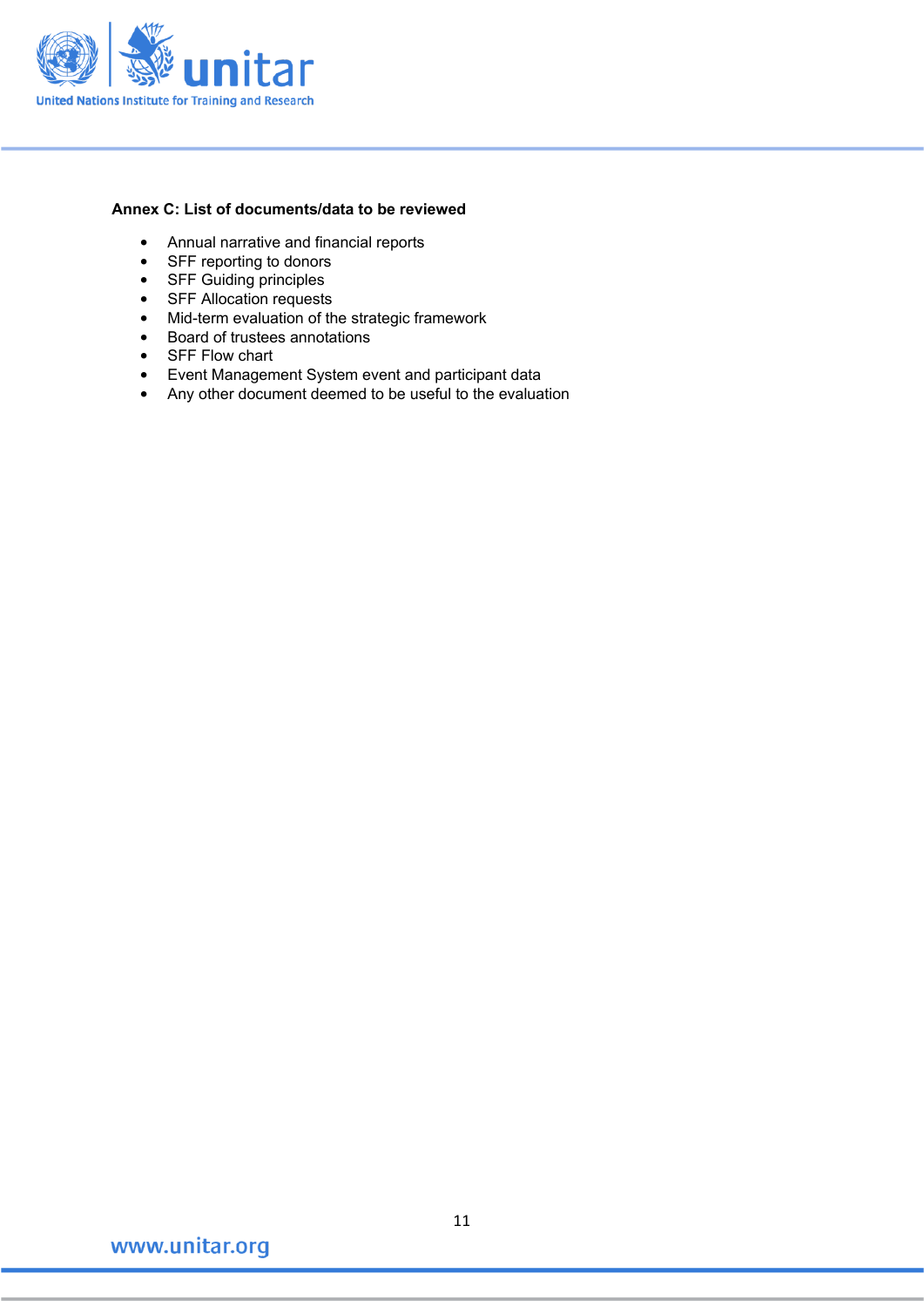**Annex C: List of documents/data to be reviewed**

- Annual narrative and financial reports
- SFF reporting to donors
- SFF Guiding principles
- SFF Allocation requests
- Mid-term evaluation of the strategic framework
- Board of trustees annotations
- SFF Flow chart
- Event Management System event and participant data
- Any other document deemed to be useful to the evaluation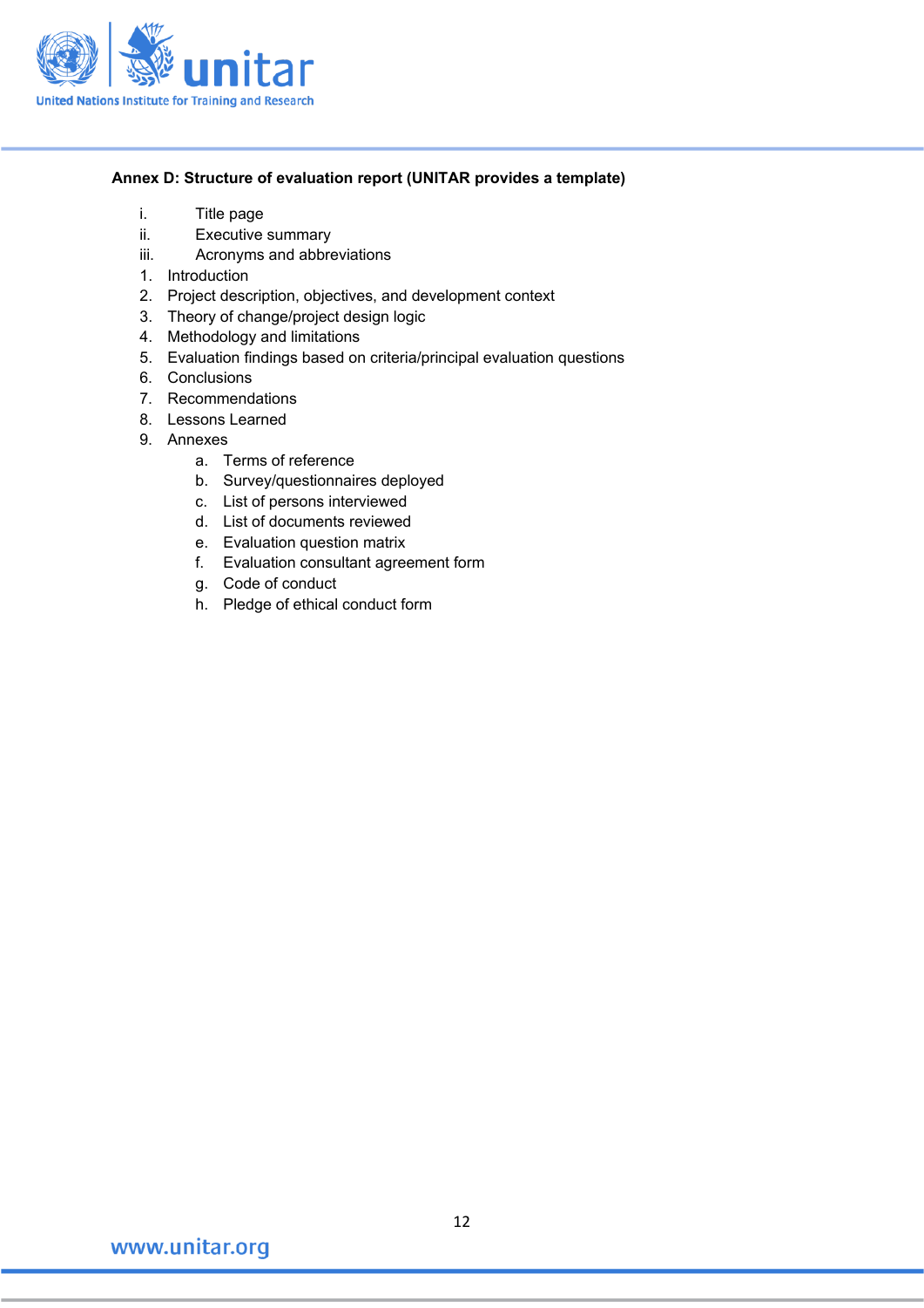**Annex D: Structure of evaluation report (UNITAR provides a template)**

i. Title page
ii. Executive summary
iii. Acronyms and abbreviations

1. Introduction
2. Project description, objectives, and development context
3. Theory of change/project design logic
4. Methodology and limitations
5. Evaluation findings based on criteria/principal evaluation questions
6. Conclusions
7. Recommendations
8. Lessons Learned
9. Annexes
   a. Terms of reference
   b. Survey/questionnaires deployed
   c. List of persons interviewed
   d. List of documents reviewed
   e. Evaluation question matrix
   f. Evaluation consultant agreement form
   g. Code of conduct
   h. Pledge of ethical conduct form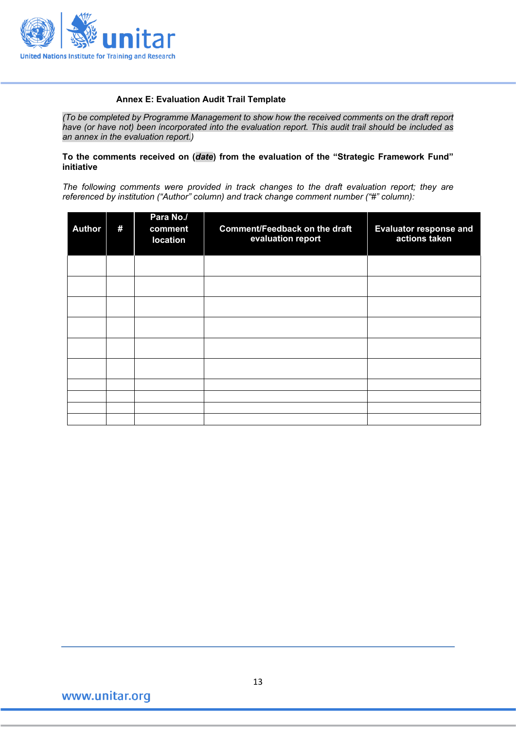### Annex E: Evaluation Audit Trail Template

*(To be completed by Programme Management to show how the received comments on the draft report have (or have not) been incorporated into the evaluation report. This audit trail should be included as an annex in the evaluation report.)*

**To the comments received on (*date*) from the evaluation of the "Strategic Framework Fund" initiative**

*The following comments were provided in track changes to the draft evaluation report; they are referenced by institution ("Author" column) and track change comment number ("#" column):*

| Author | # | Para No./ comment location | Comment/Feedback on the draft evaluation report | Evaluator response and actions taken |
|---|---|---|---|---|
| | | | | |
| | | | | |
| | | | | |
| | | | | |
| | | | | |
| | | | | |
| | | | | |
| | | | | |
| | | | | |
| | | | | |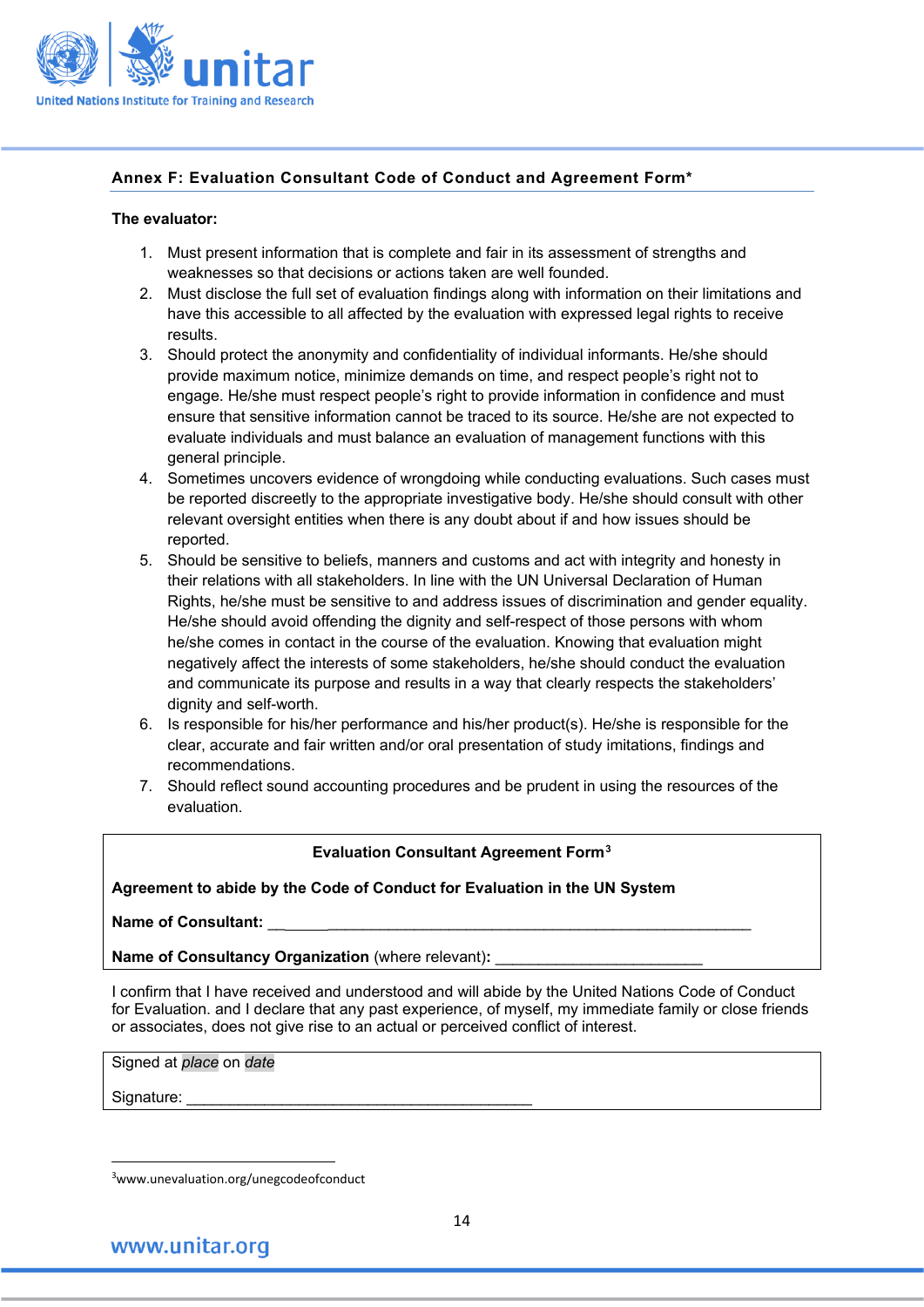### Annex F: Evaluation Consultant Code of Conduct and Agreement Form*

**The evaluator:**

1. Must present information that is complete and fair in its assessment of strengths and weaknesses so that decisions or actions taken are well founded.
2. Must disclose the full set of evaluation findings along with information on their limitations and have this accessible to all affected by the evaluation with expressed legal rights to receive results.
3. Should protect the anonymity and confidentiality of individual informants. He/she should provide maximum notice, minimize demands on time, and respect people's right not to engage. He/she must respect people's right to provide information in confidence and must ensure that sensitive information cannot be traced to its source. He/she are not expected to evaluate individuals and must balance an evaluation of management functions with this general principle.
4. Sometimes uncovers evidence of wrongdoing while conducting evaluations. Such cases must be reported discreetly to the appropriate investigative body. He/she should consult with other relevant oversight entities when there is any doubt about if and how issues should be reported.
5. Should be sensitive to beliefs, manners and customs and act with integrity and honesty in their relations with all stakeholders. In line with the UN Universal Declaration of Human Rights, he/she must be sensitive to and address issues of discrimination and gender equality. He/she should avoid offending the dignity and self-respect of those persons with whom he/she comes in contact in the course of the evaluation. Knowing that evaluation might negatively affect the interests of some stakeholders, he/she should conduct the evaluation and communicate its purpose and results in a way that clearly respects the stakeholders' dignity and self-worth.
6. Is responsible for his/her performance and his/her product(s). He/she is responsible for the clear, accurate and fair written and/or oral presentation of study imitations, findings and recommendations.
7. Should reflect sound accounting procedures and be prudent in using the resources of the evaluation.

**Evaluation Consultant Agreement Form**[3]

**Agreement to abide by the Code of Conduct for Evaluation in the UN System**

**Name of Consultant:** ____________________________________________________________

**Name of Consultancy Organization** (where relevant)**:** ________________________

I confirm that I have received and understood and will abide by the United Nations Code of Conduct for Evaluation. and I declare that any past experience, of myself, my immediate family or close friends or associates, does not give rise to an actual or perceived conflict of interest.

Signed at *place* on *date*

Signature: ________________________________________

[3] www.unevaluation.org/unegcodeofconduct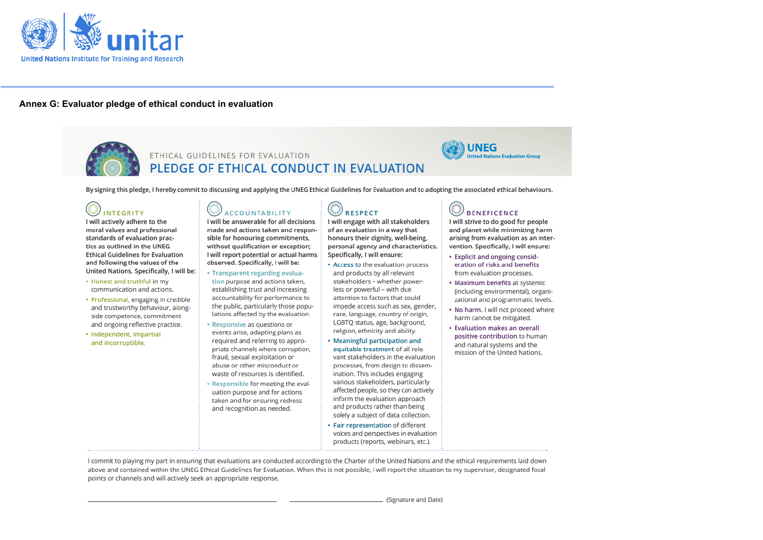## Annex G: Evaluator pledge of ethical conduct in evaluation

ETHICAL GUIDELINES FOR EVALUATION

# PLEDGE OF ETHICAL CONDUCT IN EVALUATION

UNEG United Nations Evaluation Group

**By signing this pledge, I hereby commit to discussing and applying the UNEG Ethical Guidelines for Evaluation and to adopting the associated ethical behaviours.**

### INTEGRITY

**I will actively adhere to the moral values and professional standards of evaluation practice as outlined in the UNEG Ethical Guidelines for Evaluation and following the values of the United Nations. Specifically, I will be:**

- **Honest and truthful** in my communication and actions.
- **Professional**, engaging in credible and trustworthy behaviour, alongside competence, commitment and ongoing reflective practice.
- **Independent, impartial and incorruptible.**

### ACCOUNTABILITY

**I will be answerable for all decisions made and actions taken and responsible for honouring commitments, without qualification or exception; I will report potential or actual harms observed. Specifically, I will be:**

- **Transparent regarding evaluation** purpose and actions taken, establishing trust and increasing accountability for performance to the public, particularly those populations affected by the evaluation.
- **Responsive** as questions or events arise, adapting plans as required and referring to appropriate channels where corruption, fraud, sexual exploitation or abuse or other misconduct or waste of resources is identified.
- **Responsible** for meeting the evaluation purpose and for actions taken and for ensuring redress and recognition as needed.

### RESPECT

**I will engage with all stakeholders of an evaluation in a way that honours their dignity, well-being, personal agency and characteristics. Specifically, I will ensure:**

- **Access to** the evaluation process and products by all relevant stakeholders – whether powerless or powerful – with due attention to factors that could impede access such as sex, gender, race, language, country of origin, LGBTQ status, age, background, religion, ethnicity and ability.
- **Meaningful participation and equitable treatment** of all relevant stakeholders in the evaluation processes, from design to dissemination. This includes engaging various stakeholders, particularly affected people, so they can actively inform the evaluation approach and products rather than being solely a subject of data collection.
- **Fair representation** of different voices and perspectives in evaluation products (reports, webinars, etc.).

### BENEFICENCE

**I will strive to do good for people and planet while minimizing harm arising from evaluation as an intervention. Specifically, I will ensure:**

- **Explicit and ongoing consideration of risks and benefits** from evaluation processes.
- **Maximum benefits** at systemic (including environmental), organizational and programmatic levels.
- **No harm.** I will not proceed where harm cannot be mitigated.
- **Evaluation makes an overall positive contribution** to human and natural systems and the mission of the United Nations.

I commit to playing my part in ensuring that evaluations are conducted according to the Charter of the United Nations and the ethical requirements laid down above and contained within the UNEG Ethical Guidelines for Evaluation. When this is not possible, I will report the situation to my supervisor, designated focal points or channels and will actively seek an appropriate response.

\_\_\_\_\_\_\_\_\_\_\_\_\_\_\_\_\_\_\_\_\_\_\_\_\_\_\_\_\_\_ \_\_\_\_\_\_\_\_\_\_\_\_\_\_\_\_\_\_\_\_ (Signature and Date)